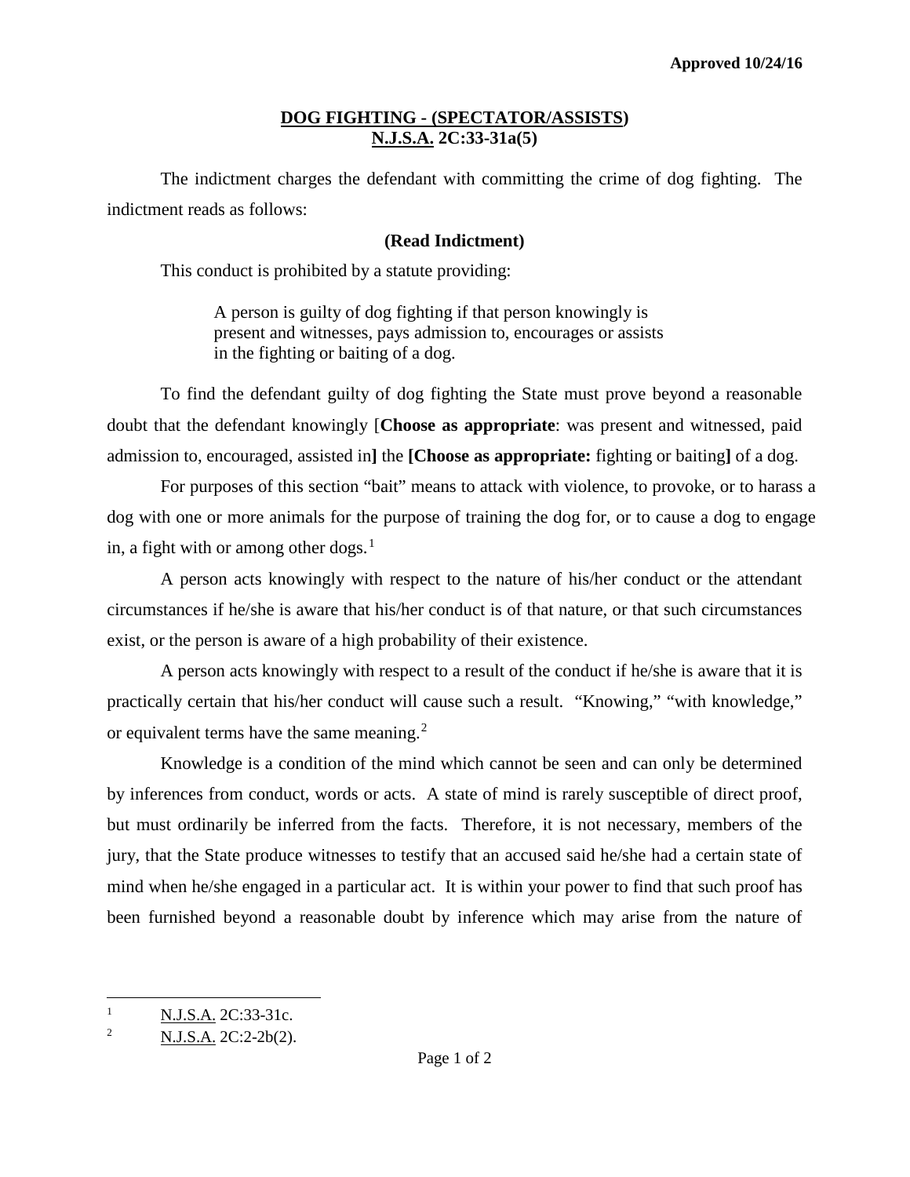**Approved 10/24/16**

## DOG FIGHTING - (SPECTATOR/ASSISTS)
## N.J.S.A. 2C:33-31a(5)

The indictment charges the defendant with committing the crime of dog fighting. The indictment reads as follows:

**(Read Indictment)**

This conduct is prohibited by a statute providing:

> A person is guilty of dog fighting if that person knowingly is present and witnesses, pays admission to, encourages or assists in the fighting or baiting of a dog.

To find the defendant guilty of dog fighting the State must prove beyond a reasonable doubt that the defendant knowingly [**Choose as appropriate**: was present and witnessed, paid admission to, encouraged, assisted in**]** the **[Choose as appropriate:** fighting or baiting**]** of a dog.

For purposes of this section "bait" means to attack with violence, to provoke, or to harass a dog with one or more animals for the purpose of training the dog for, or to cause a dog to engage in, a fight with or among other dogs.[1]

A person acts knowingly with respect to the nature of his/her conduct or the attendant circumstances if he/she is aware that his/her conduct is of that nature, or that such circumstances exist, or the person is aware of a high probability of their existence.

A person acts knowingly with respect to a result of the conduct if he/she is aware that it is practically certain that his/her conduct will cause such a result. "Knowing," "with knowledge," or equivalent terms have the same meaning.[2]

Knowledge is a condition of the mind which cannot be seen and can only be determined by inferences from conduct, words or acts. A state of mind is rarely susceptible of direct proof, but must ordinarily be inferred from the facts. Therefore, it is not necessary, members of the jury, that the State produce witnesses to testify that an accused said he/she had a certain state of mind when he/she engaged in a particular act. It is within your power to find that such proof has been furnished beyond a reasonable doubt by inference which may arise from the nature of

---

[1] N.J.S.A. 2C:33-31c.

[2] N.J.S.A. 2C:2-2b(2).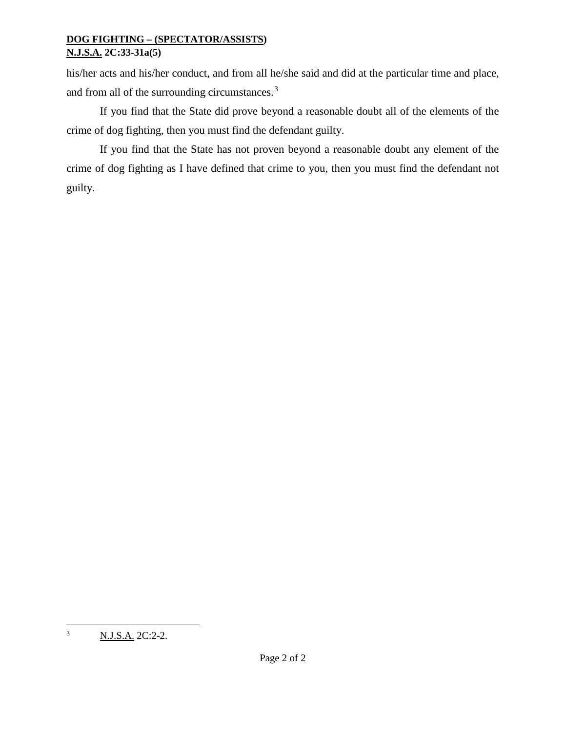his/her acts and his/her conduct, and from all he/she said and did at the particular time and place, and from all of the surrounding circumstances.[3]

If you find that the State did prove beyond a reasonable doubt all of the elements of the crime of dog fighting, then you must find the defendant guilty.

If you find that the State has not proven beyond a reasonable doubt any element of the crime of dog fighting as I have defined that crime to you, then you must find the defendant not guilty.

---

[3] N.J.S.A. 2C:2-2.